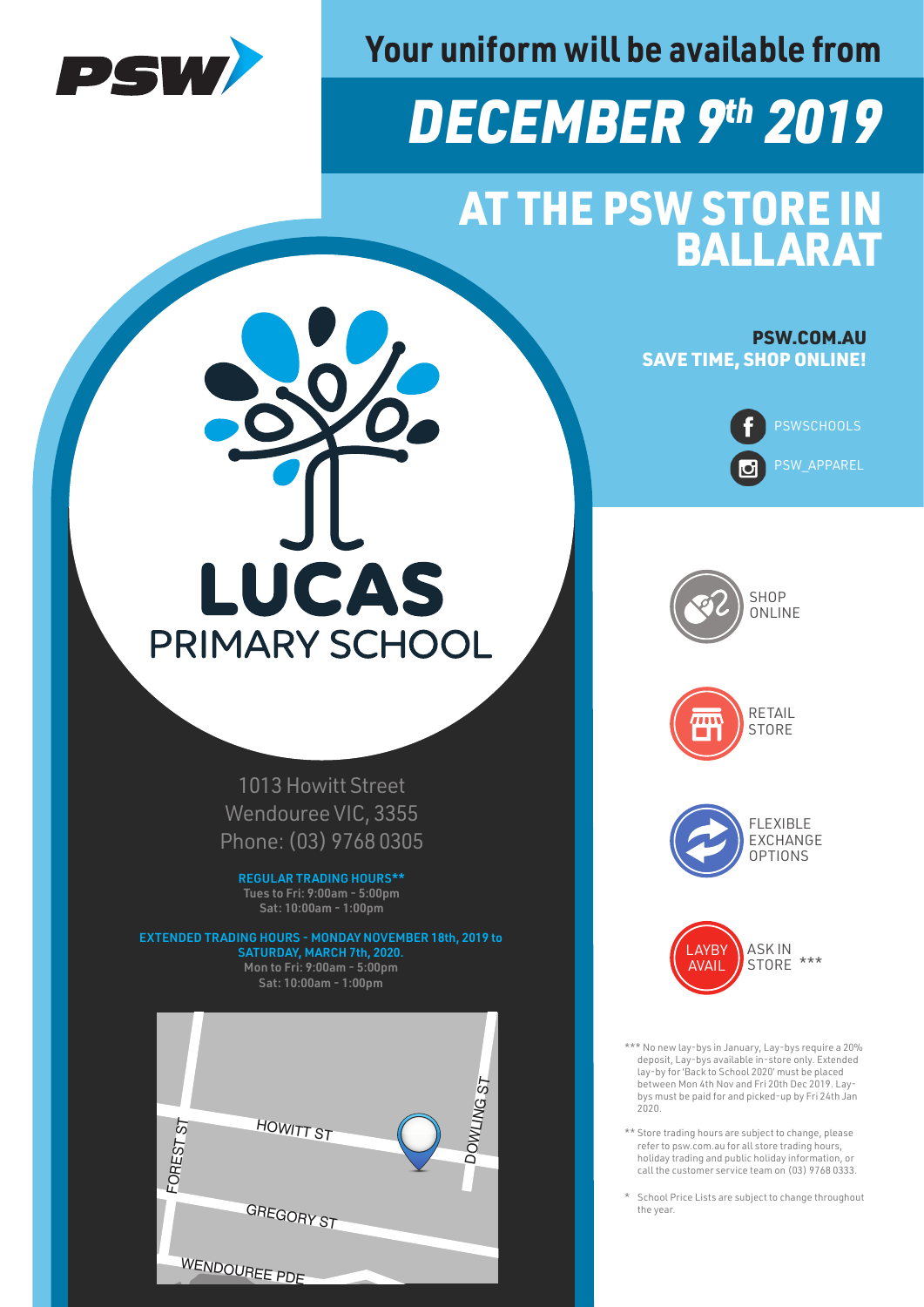PSW

# Your uniform will be available from

# DECEMBER 9th 2019

# AT THE PSW STORE IN BALLARAT

**PSW.COM.AU**
**SAVE TIME, SHOP ONLINE!**

PSWSCHOOLS

PSW_APPAREL

## LUCAS PRIMARY SCHOOL

1013 Howitt Street
Wendouree VIC, 3355
Phone: (03) 9768 0305

**REGULAR TRADING HOURS****
Tues to Fri: 9:00am - 5:00pm
Sat: 10:00am - 1:00pm

**EXTENDED TRADING HOURS - MONDAY NOVEMBER 18th, 2019 to SATURDAY, MARCH 7th, 2020.**
Mon to Fri: 9:00am - 5:00pm
Sat: 10:00am - 1:00pm

FOREST ST
HOWITT ST
DOWLING ST
GREGORY ST
WENDOUREE PDE

SHOP ONLINE

RETAIL STORE

FLEXIBLE EXCHANGE OPTIONS

LAYBY AVAIL — ASK IN STORE ***

*** No new lay-bys in January, Lay-bys require a 20% deposit, Lay-bys available in-store only. Extended lay-by for 'Back to School 2020' must be placed between Mon 4th Nov and Fri 20th Dec 2019. Lay-bys must be paid for and picked-up by Fri 24th Jan 2020.

** Store trading hours are subject to change, please refer to psw.com.au for all store trading hours, holiday trading and public holiday information, or call the customer service team on (03) 9768 0333.

* School Price Lists are subject to change throughout the year.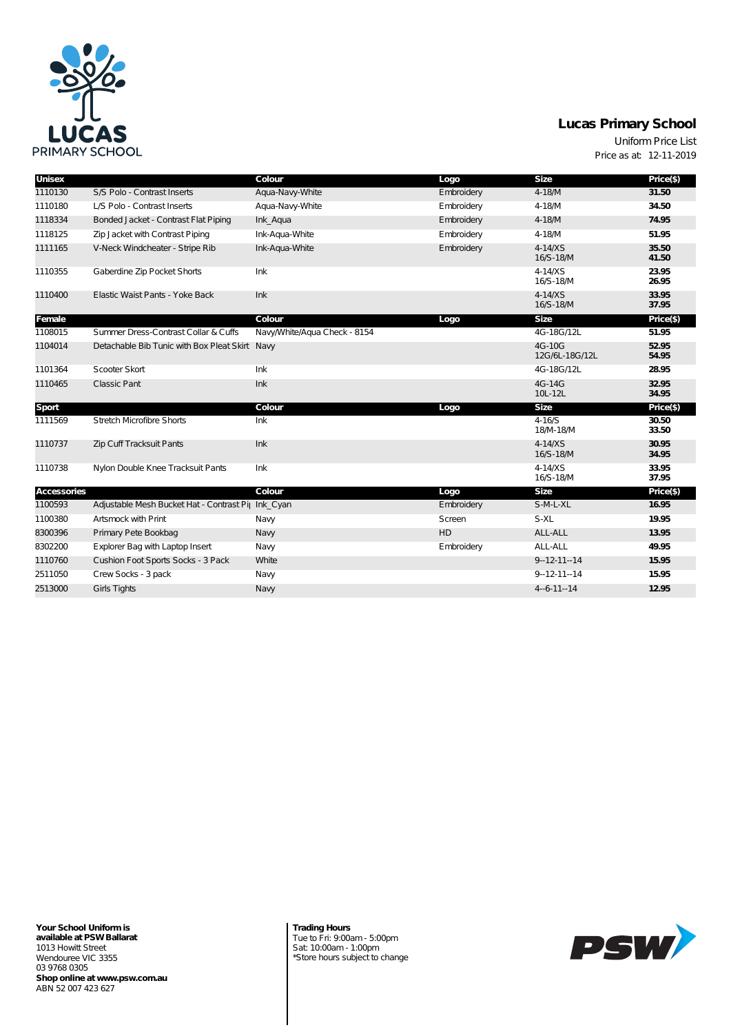# Lucas Primary School

Uniform Price List

Price as at: 12-11-2019

| Unisex | | Colour | Logo | Size | Price($) |
|---|---|---|---|---|---|
| 1110130 | S/S Polo - Contrast Inserts | Aqua-Navy-White | Embroidery | 4-18/M | **31.50** |
| 1110180 | L/S Polo - Contrast Inserts | Aqua-Navy-White | Embroidery | 4-18/M | **34.50** |
| 1118334 | Bonded Jacket - Contrast Flat Piping | Ink_Aqua | Embroidery | 4-18/M | **74.95** |
| 1118125 | Zip Jacket with Contrast Piping | Ink-Aqua-White | Embroidery | 4-18/M | **51.95** |
| 1111165 | V-Neck Windcheater - Stripe Rib | Ink-Aqua-White | Embroidery | 4-14/XS<br>16/S-18/M | **35.50**<br>**41.50** |
| 1110355 | Gaberdine Zip Pocket Shorts | Ink | | 4-14/XS<br>16/S-18/M | **23.95**<br>**26.95** |
| 1110400 | Elastic Waist Pants - Yoke Back | Ink | | 4-14/XS<br>16/S-18/M | **33.95**<br>**37.95** |
| **Female** | | **Colour** | **Logo** | **Size** | **Price($)** |
| 1108015 | Summer Dress-Contrast Collar & Cuffs | Navy/White/Aqua Check - 8154 | | 4G-18G/12L | **51.95** |
| 1104014 | Detachable Bib Tunic with Box Pleat Skirt | Navy | | 4G-10G<br>12G/6L-18G/12L | **52.95**<br>**54.95** |
| 1101364 | Scooter Skort | Ink | | 4G-18G/12L | **28.95** |
| 1110465 | Classic Pant | Ink | | 4G-14G<br>10L-12L | **32.95**<br>**34.95** |
| **Sport** | | **Colour** | **Logo** | **Size** | **Price($)** |
| 1111569 | Stretch Microfibre Shorts | Ink | | 4-16/S<br>18/M-18/M | **30.50**<br>**33.50** |
| 1110737 | Zip Cuff Tracksuit Pants | Ink | | 4-14/XS<br>16/S-18/M | **30.95**<br>**34.95** |
| 1110738 | Nylon Double Knee Tracksuit Pants | Ink | | 4-14/XS<br>16/S-18/M | **33.95**<br>**37.95** |
| **Accessories** | | **Colour** | **Logo** | **Size** | **Price($)** |
| 1100593 | Adjustable Mesh Bucket Hat - Contrast Pi | Ink_Cyan | Embroidery | S-M-L-XL | **16.95** |
| 1100380 | Artsmock with Print | Navy | Screen | S-XL | **19.95** |
| 8300396 | Primary Pete Bookbag | Navy | HD | ALL-ALL | **13.95** |
| 8302200 | Explorer Bag with Laptop Insert | Navy | Embroidery | ALL-ALL | **49.95** |
| 1110760 | Cushion Foot Sports Socks - 3 Pack | White | | 9--12-11--14 | **15.95** |
| 2511050 | Crew Socks - 3 pack | Navy | | 9--12-11--14 | **15.95** |
| 2513000 | Girls Tights | Navy | | 4--6-11--14 | **12.95** |

**Your School Uniform is available at PSW Ballarat**
1013 Howitt Street
Wendouree VIC 3355
03 9768 0305
**Shop online at www.psw.com.au**
ABN 52 007 423 627

**Trading Hours**
Tue to Fri: 9:00am - 5:00pm
Sat: 10:00am - 1:00pm
*Store hours subject to change